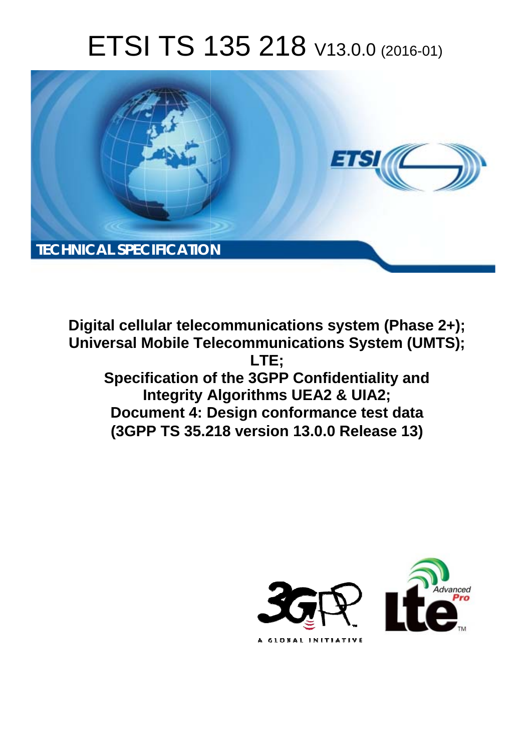# ETSI TS 135 218 V13.0.0 (2016-01)

TECHNICAL SPECIFICATION

**Digital cellular telecommunications system (Phase 2+);**
**Universal Mobile Telecommunications System (UMTS);**
**LTE;**
**Specification of the 3GPP Confidentiality and Integrity Algorithms UEA2 & UIA2;**
**Document 4: Design conformance test data**
**(3GPP TS 35.218 version 13.0.0 Release 13)**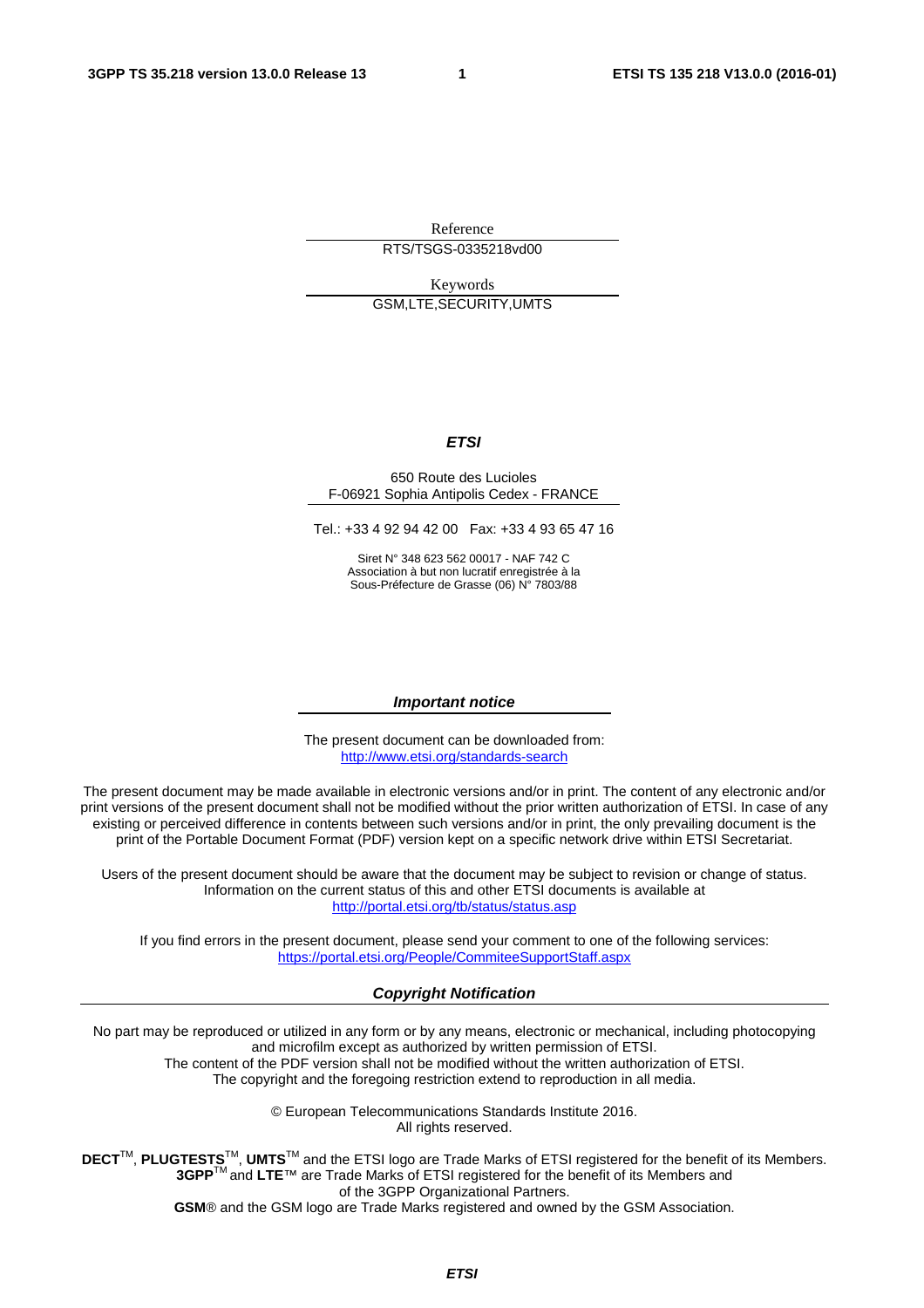Reference

RTS/TSGS-0335218vd00

Keywords

GSM,LTE,SECURITY,UMTS

***ETSI***

650 Route des Lucioles
F-06921 Sophia Antipolis Cedex - FRANCE

Tel.: +33 4 92 94 42 00 Fax: +33 4 93 65 47 16

Siret N° 348 623 562 00017 - NAF 742 C
Association à but non lucratif enregistrée à la
Sous-Préfecture de Grasse (06) N° 7803/88

***Important notice***

The present document can be downloaded from:
http://www.etsi.org/standards-search

The present document may be made available in electronic versions and/or in print. The content of any electronic and/or print versions of the present document shall not be modified without the prior written authorization of ETSI. In case of any existing or perceived difference in contents between such versions and/or in print, the only prevailing document is the print of the Portable Document Format (PDF) version kept on a specific network drive within ETSI Secretariat.

Users of the present document should be aware that the document may be subject to revision or change of status. Information on the current status of this and other ETSI documents is available at
http://portal.etsi.org/tb/status/status.asp

If you find errors in the present document, please send your comment to one of the following services:
https://portal.etsi.org/People/CommiteeSupportStaff.aspx

***Copyright Notification***

No part may be reproduced or utilized in any form or by any means, electronic or mechanical, including photocopying and microfilm except as authorized by written permission of ETSI.
The content of the PDF version shall not be modified without the written authorization of ETSI.
The copyright and the foregoing restriction extend to reproduction in all media.

© European Telecommunications Standards Institute 2016.
All rights reserved.

**DECT**™, **PLUGTESTS**™, **UMTS**™ and the ETSI logo are Trade Marks of ETSI registered for the benefit of its Members.
**3GPP**™ and **LTE**™ are Trade Marks of ETSI registered for the benefit of its Members and of the 3GPP Organizational Partners.
**GSM**® and the GSM logo are Trade Marks registered and owned by the GSM Association.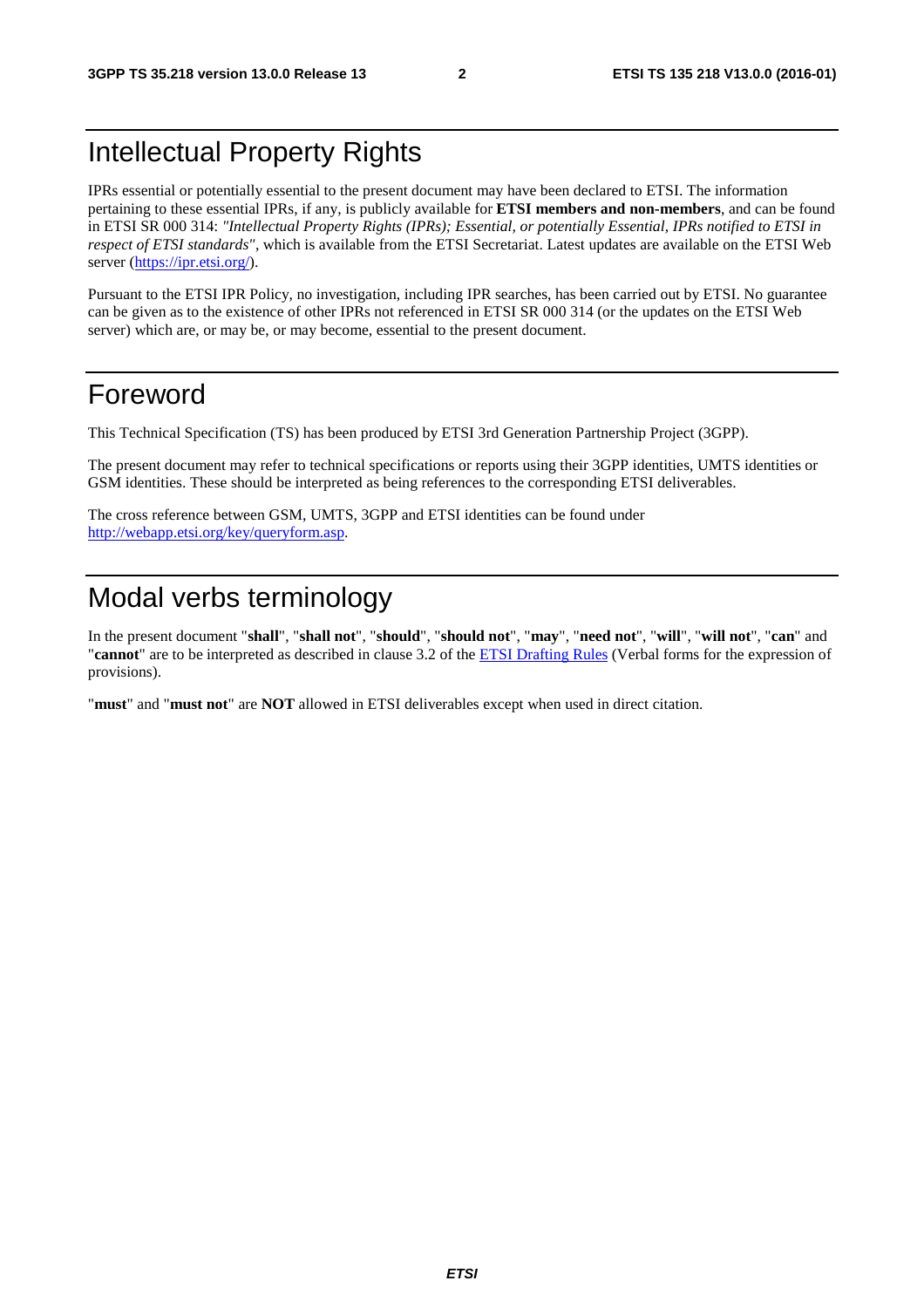# Intellectual Property Rights

IPRs essential or potentially essential to the present document may have been declared to ETSI. The information pertaining to these essential IPRs, if any, is publicly available for **ETSI members and non-members**, and can be found in ETSI SR 000 314: *"Intellectual Property Rights (IPRs); Essential, or potentially Essential, IPRs notified to ETSI in respect of ETSI standards"*, which is available from the ETSI Secretariat. Latest updates are available on the ETSI Web server (https://ipr.etsi.org/).

Pursuant to the ETSI IPR Policy, no investigation, including IPR searches, has been carried out by ETSI. No guarantee can be given as to the existence of other IPRs not referenced in ETSI SR 000 314 (or the updates on the ETSI Web server) which are, or may be, or may become, essential to the present document.

# Foreword

This Technical Specification (TS) has been produced by ETSI 3rd Generation Partnership Project (3GPP).

The present document may refer to technical specifications or reports using their 3GPP identities, UMTS identities or GSM identities. These should be interpreted as being references to the corresponding ETSI deliverables.

The cross reference between GSM, UMTS, 3GPP and ETSI identities can be found under http://webapp.etsi.org/key/queryform.asp.

# Modal verbs terminology

In the present document "**shall**", "**shall not**", "**should**", "**should not**", "**may**", "**need not**", "**will**", "**will not**", "**can**" and "**cannot**" are to be interpreted as described in clause 3.2 of the ETSI Drafting Rules (Verbal forms for the expression of provisions).

"**must**" and "**must not**" are **NOT** allowed in ETSI deliverables except when used in direct citation.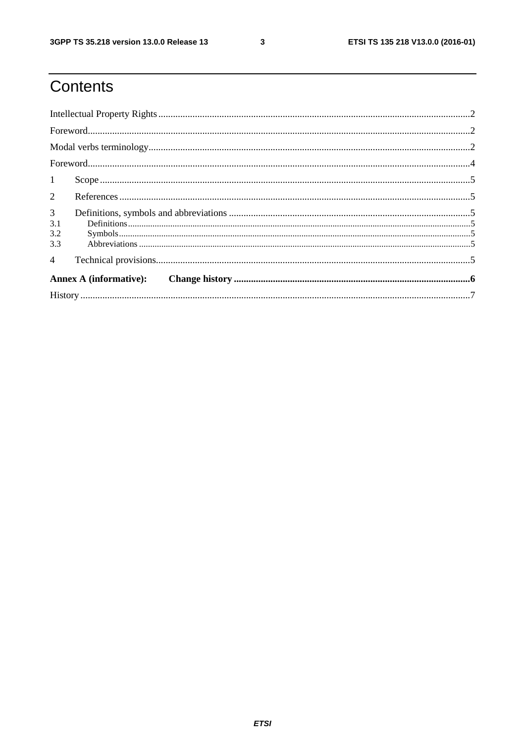# Contents

Intellectual Property Rights ........ 2
Foreword ........ 2
Modal verbs terminology ........ 2
Foreword ........ 4
1 Scope ........ 5
2 References ........ 5
3 Definitions, symbols and abbreviations ........ 5
3.1 Definitions ........ 5
3.2 Symbols ........ 5
3.3 Abbreviations ........ 5
4 Technical provisions ........ 5
**Annex A (informative): Change history** ........ **6**
History ........ 7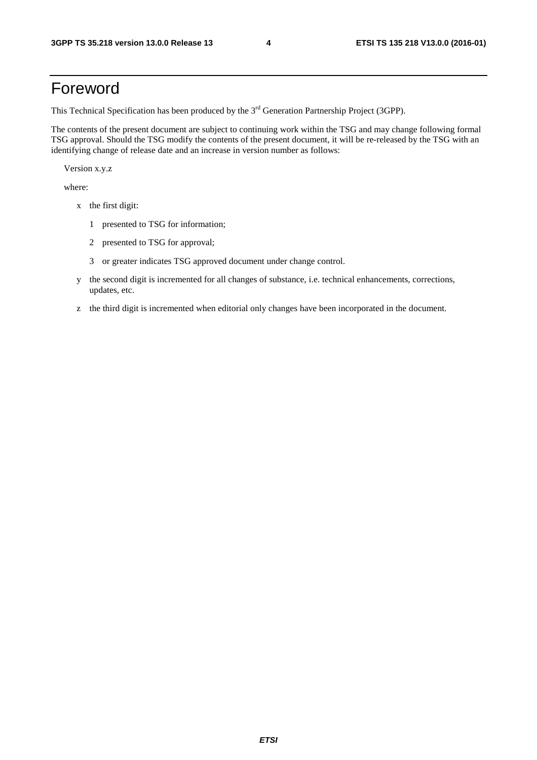# Foreword

This Technical Specification has been produced by the 3rd Generation Partnership Project (3GPP).

The contents of the present document are subject to continuing work within the TSG and may change following formal TSG approval. Should the TSG modify the contents of the present document, it will be re-released by the TSG with an identifying change of release date and an increase in version number as follows:

Version x.y.z

where:

- x the first digit:
  - 1 presented to TSG for information;
  - 2 presented to TSG for approval;
  - 3 or greater indicates TSG approved document under change control.
- y the second digit is incremented for all changes of substance, i.e. technical enhancements, corrections, updates, etc.
- z the third digit is incremented when editorial only changes have been incorporated in the document.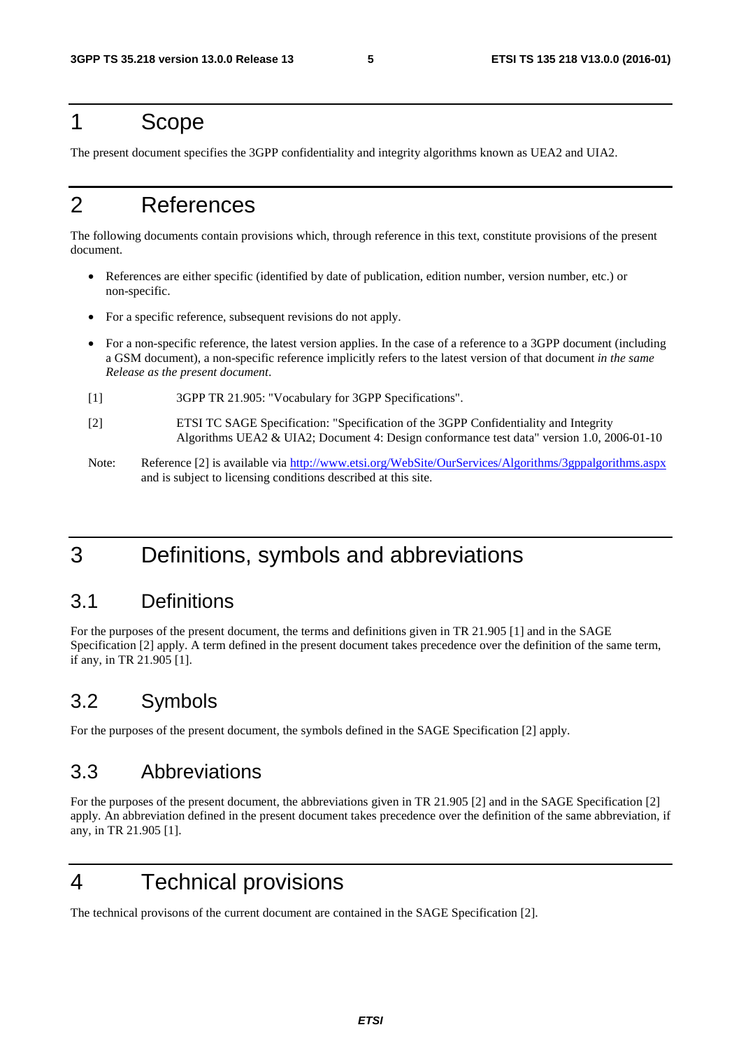# 1 Scope

The present document specifies the 3GPP confidentiality and integrity algorithms known as UEA2 and UIA2.

# 2 References

The following documents contain provisions which, through reference in this text, constitute provisions of the present document.

- References are either specific (identified by date of publication, edition number, version number, etc.) or non-specific.
- For a specific reference, subsequent revisions do not apply.
- For a non-specific reference, the latest version applies. In the case of a reference to a 3GPP document (including a GSM document), a non-specific reference implicitly refers to the latest version of that document *in the same Release as the present document*.

[1] 3GPP TR 21.905: "Vocabulary for 3GPP Specifications".

[2] ETSI TC SAGE Specification: "Specification of the 3GPP Confidentiality and Integrity Algorithms UEA2 & UIA2; Document 4: Design conformance test data" version 1.0, 2006-01-10

Note: Reference [2] is available via http://www.etsi.org/WebSite/OurServices/Algorithms/3gppalgorithms.aspx and is subject to licensing conditions described at this site.

# 3 Definitions, symbols and abbreviations

## 3.1 Definitions

For the purposes of the present document, the terms and definitions given in TR 21.905 [1] and in the SAGE Specification [2] apply. A term defined in the present document takes precedence over the definition of the same term, if any, in TR 21.905 [1].

## 3.2 Symbols

For the purposes of the present document, the symbols defined in the SAGE Specification [2] apply.

## 3.3 Abbreviations

For the purposes of the present document, the abbreviations given in TR 21.905 [2] and in the SAGE Specification [2] apply. An abbreviation defined in the present document takes precedence over the definition of the same abbreviation, if any, in TR 21.905 [1].

# 4 Technical provisions

The technical provisons of the current document are contained in the SAGE Specification [2].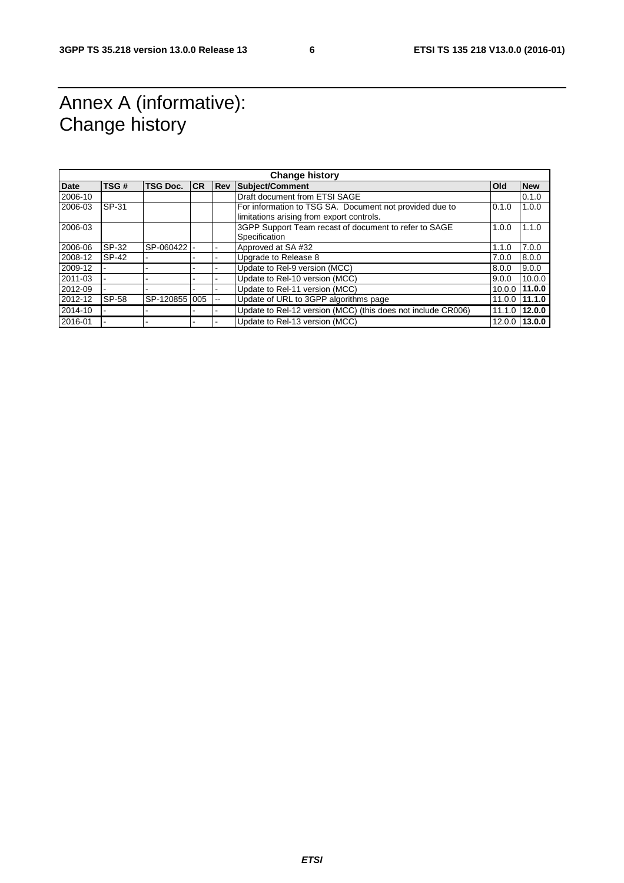# Annex A (informative): Change history

| Change history | | | | | | | |
|---|---|---|---|---|---|---|---|
| **Date** | **TSG #** | **TSG Doc.** | **CR** | **Rev** | **Subject/Comment** | **Old** | **New** |
| 2006-10 | | | | | Draft document from ETSI SAGE | | 0.1.0 |
| 2006-03 | SP-31 | | | | For information to TSG SA. Document not provided due to limitations arising from export controls. | 0.1.0 | 1.0.0 |
| 2006-03 | | | | | 3GPP Support Team recast of document to refer to SAGE Specification | 1.0.0 | 1.1.0 |
| 2006-06 | SP-32 | SP-060422 | - | - | Approved at SA #32 | 1.1.0 | 7.0.0 |
| 2008-12 | SP-42 | - | - | - | Upgrade to Release 8 | 7.0.0 | 8.0.0 |
| 2009-12 | - | - | - | - | Update to Rel-9 version (MCC) | 8.0.0 | 9.0.0 |
| 2011-03 | - | - | - | - | Update to Rel-10 version (MCC) | 9.0.0 | 10.0.0 |
| 2012-09 | - | - | - | - | Update to Rel-11 version (MCC) | 10.0.0 | **11.0.0** |
| 2012-12 | SP-58 | SP-120855 | 005 | -- | Update of URL to 3GPP algorithms page | 11.0.0 | **11.1.0** |
| 2014-10 | - | - | - | - | Update to Rel-12 version (MCC) (this does not include CR006) | 11.1.0 | **12.0.0** |
| 2016-01 | - | - | - | - | Update to Rel-13 version (MCC) | 12.0.0 | **13.0.0** |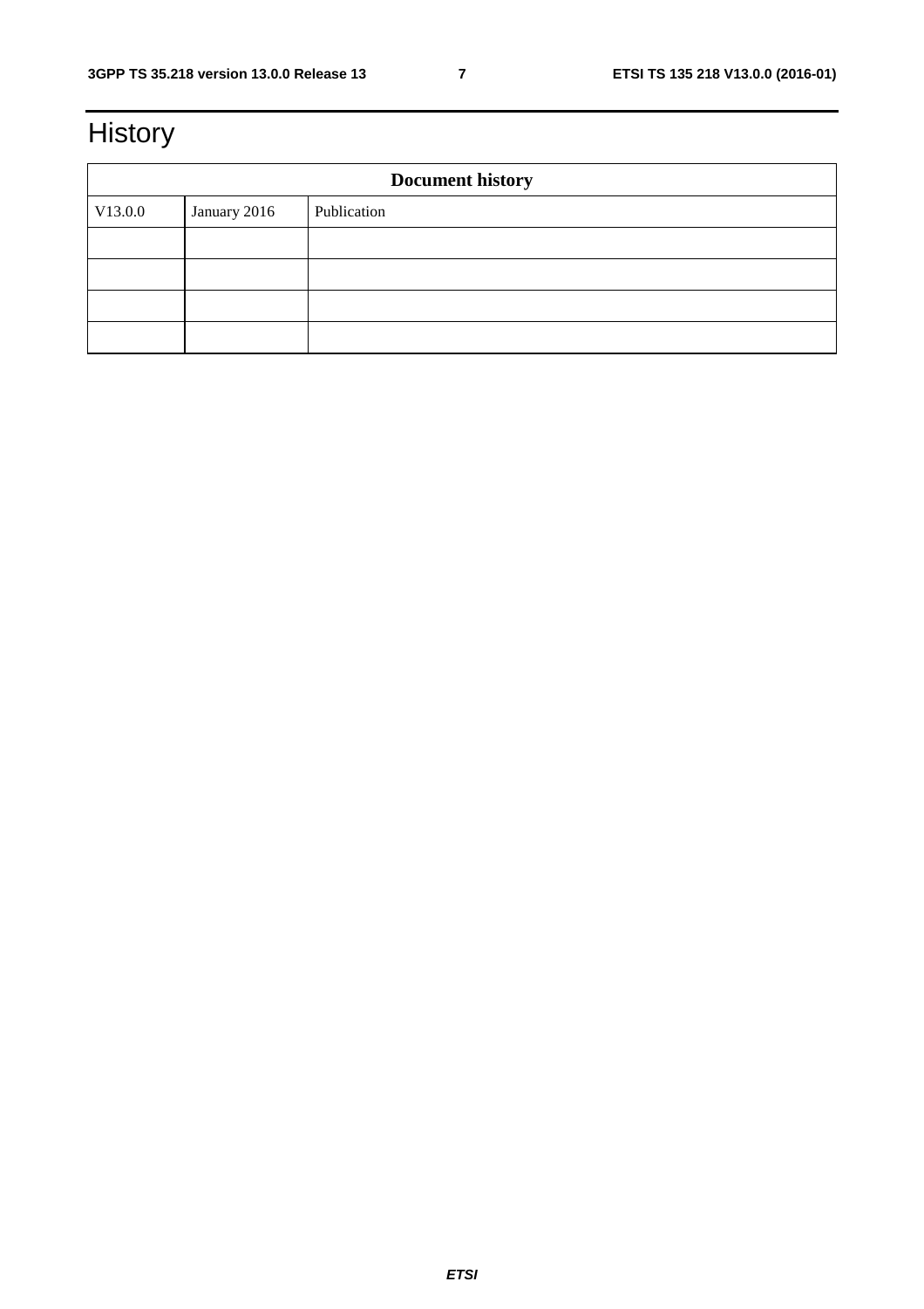# History

| Document history | | |
|---|---|---|
| V13.0.0 | January 2016 | Publication |
| | | |
| | | |
| | | |
| | | |